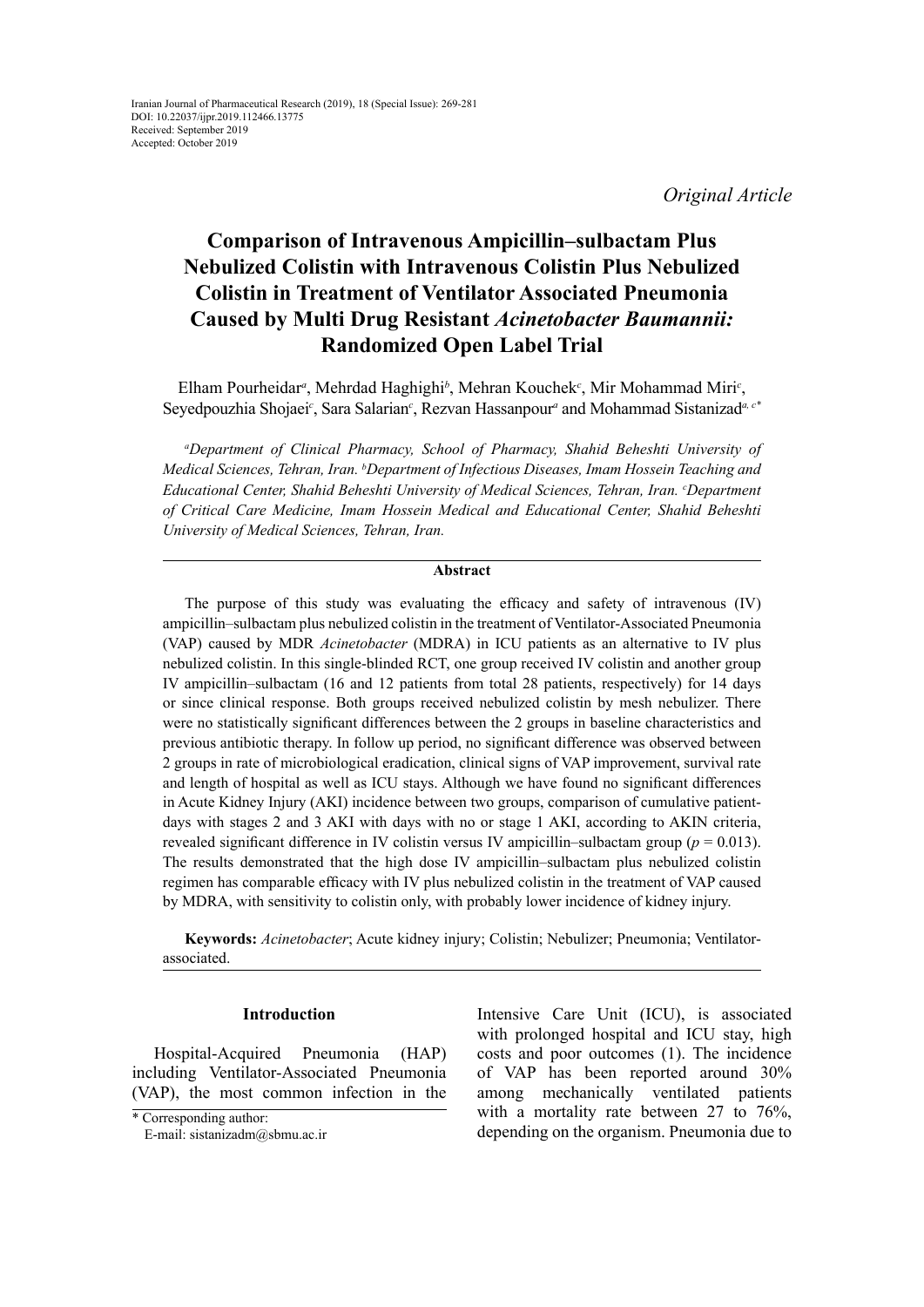Iranian Journal of Pharmaceutical Research (2019), 18 (Special Issue): 269-281
DOI: 10.22037/ijpr.2019.112466.13775
Received: September 2019
Accepted: October 2019

*Original Article*

# Comparison of Intravenous Ampicillin–sulbactam Plus Nebulized Colistin with Intravenous Colistin Plus Nebulized Colistin in Treatment of Ventilator Associated Pneumonia Caused by Multi Drug Resistant *Acinetobacter Baumannii:* Randomized Open Label Trial

Elham Pourheidar[a], Mehrdad Haghighi[b], Mehran Kouchek[c], Mir Mohammad Miri[c], Seyedpouzhia Shojaei[c], Sara Salarian[c], Rezvan Hassanpour[a] and Mohammad Sistanizad[a, c*]

*[a]Department of Clinical Pharmacy, School of Pharmacy, Shahid Beheshti University of Medical Sciences, Tehran, Iran. [b]Department of Infectious Diseases, Imam Hossein Teaching and Educational Center, Shahid Beheshti University of Medical Sciences, Tehran, Iran. [c]Department of Critical Care Medicine, Imam Hossein Medical and Educational Center, Shahid Beheshti University of Medical Sciences, Tehran, Iran.*

## Abstract

The purpose of this study was evaluating the efficacy and safety of intravenous (IV) ampicillin–sulbactam plus nebulized colistin in the treatment of Ventilator-Associated Pneumonia (VAP) caused by MDR *Acinetobacter* (MDRA) in ICU patients as an alternative to IV plus nebulized colistin. In this single-blinded RCT, one group received IV colistin and another group IV ampicillin–sulbactam (16 and 12 patients from total 28 patients, respectively) for 14 days or since clinical response. Both groups received nebulized colistin by mesh nebulizer. There were no statistically significant differences between the 2 groups in baseline characteristics and previous antibiotic therapy. In follow up period, no significant difference was observed between 2 groups in rate of microbiological eradication, clinical signs of VAP improvement, survival rate and length of hospital as well as ICU stays. Although we have found no significant differences in Acute Kidney Injury (AKI) incidence between two groups, comparison of cumulative patient-days with stages 2 and 3 AKI with days with no or stage 1 AKI, according to AKIN criteria, revealed significant difference in IV colistin versus IV ampicillin–sulbactam group ($p = 0.013$). The results demonstrated that the high dose IV ampicillin–sulbactam plus nebulized colistin regimen has comparable efficacy with IV plus nebulized colistin in the treatment of VAP caused by MDRA, with sensitivity to colistin only, with probably lower incidence of kidney injury.

**Keywords:** *Acinetobacter*; Acute kidney injury; Colistin; Nebulizer; Pneumonia; Ventilator-associated.

## Introduction

Hospital-Acquired Pneumonia (HAP) including Ventilator-Associated Pneumonia (VAP), the most common infection in the Intensive Care Unit (ICU), is associated with prolonged hospital and ICU stay, high costs and poor outcomes (1). The incidence of VAP has been reported around 30% among mechanically ventilated patients with a mortality rate between 27 to 76%, depending on the organism. Pneumonia due to

\* Corresponding author:
E-mail: sistanizadm@sbmu.ac.ir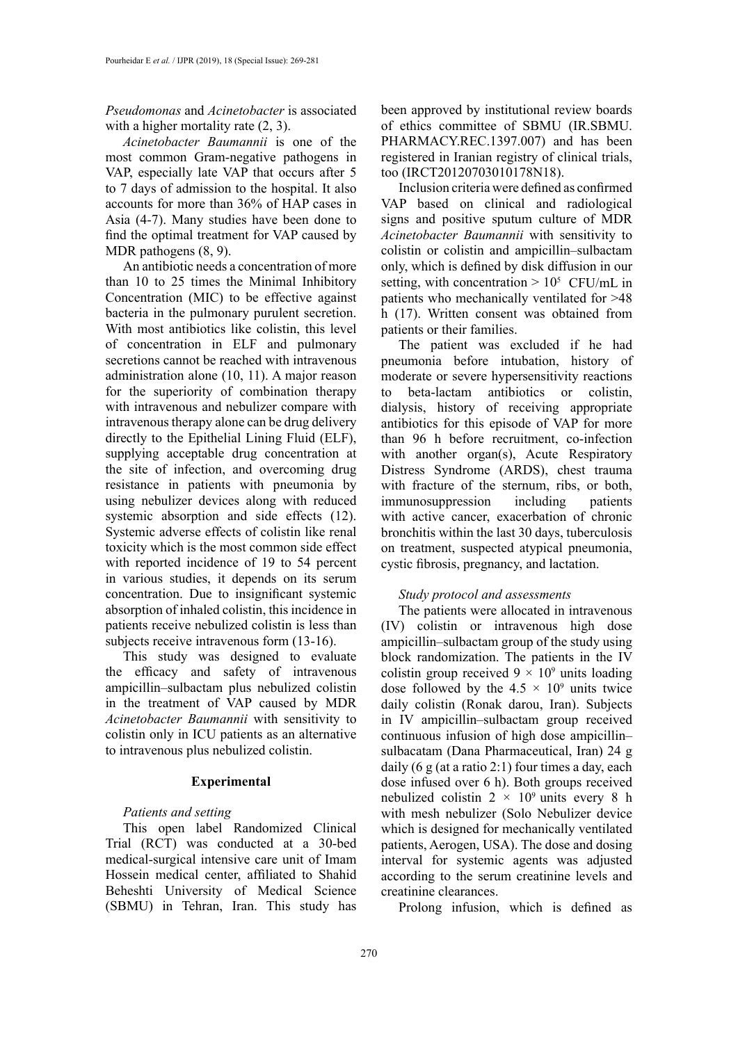*Pseudomonas* and *Acinetobacter* is associated with a higher mortality rate (2, 3).

*Acinetobacter Baumannii* is one of the most common Gram-negative pathogens in VAP, especially late VAP that occurs after 5 to 7 days of admission to the hospital. It also accounts for more than 36% of HAP cases in Asia (4-7). Many studies have been done to find the optimal treatment for VAP caused by MDR pathogens (8, 9).

An antibiotic needs a concentration of more than 10 to 25 times the Minimal Inhibitory Concentration (MIC) to be effective against bacteria in the pulmonary purulent secretion. With most antibiotics like colistin, this level of concentration in ELF and pulmonary secretions cannot be reached with intravenous administration alone (10, 11). A major reason for the superiority of combination therapy with intravenous and nebulizer compare with intravenous therapy alone can be drug delivery directly to the Epithelial Lining Fluid (ELF), supplying acceptable drug concentration at the site of infection, and overcoming drug resistance in patients with pneumonia by using nebulizer devices along with reduced systemic absorption and side effects (12). Systemic adverse effects of colistin like renal toxicity which is the most common side effect with reported incidence of 19 to 54 percent in various studies, it depends on its serum concentration. Due to insignificant systemic absorption of inhaled colistin, this incidence in patients receive nebulized colistin is less than subjects receive intravenous form (13-16).

This study was designed to evaluate the efficacy and safety of intravenous ampicillin–sulbactam plus nebulized colistin in the treatment of VAP caused by MDR *Acinetobacter Baumannii* with sensitivity to colistin only in ICU patients as an alternative to intravenous plus nebulized colistin.

## Experimental

### *Patients and setting*

This open label Randomized Clinical Trial (RCT) was conducted at a 30-bed medical-surgical intensive care unit of Imam Hossein medical center, affiliated to Shahid Beheshti University of Medical Science (SBMU) in Tehran, Iran. This study has been approved by institutional review boards of ethics committee of SBMU (IR.SBMU.PHARMACY.REC.1397.007) and has been registered in Iranian registry of clinical trials, too (IRCT20120703010178N18).

Inclusion criteria were defined as confirmed VAP based on clinical and radiological signs and positive sputum culture of MDR *Acinetobacter Baumannii* with sensitivity to colistin or colistin and ampicillin–sulbactam only, which is defined by disk diffusion in our setting, with concentration > $10^5$ CFU/mL in patients who mechanically ventilated for >48 h (17). Written consent was obtained from patients or their families.

The patient was excluded if he had pneumonia before intubation, history of moderate or severe hypersensitivity reactions to beta-lactam antibiotics or colistin, dialysis, history of receiving appropriate antibiotics for this episode of VAP for more than 96 h before recruitment, co-infection with another organ(s), Acute Respiratory Distress Syndrome (ARDS), chest trauma with fracture of the sternum, ribs, or both, immunosuppression including patients with active cancer, exacerbation of chronic bronchitis within the last 30 days, tuberculosis on treatment, suspected atypical pneumonia, cystic fibrosis, pregnancy, and lactation.

### *Study protocol and assessments*

The patients were allocated in intravenous (IV) colistin or intravenous high dose ampicillin–sulbactam group of the study using block randomization. The patients in the IV colistin group received $9 \times 10^9$ units loading dose followed by the $4.5 \times 10^9$ units twice daily colistin (Ronak darou, Iran). Subjects in IV ampicillin–sulbactam group received continuous infusion of high dose ampicillin–sulbacatam (Dana Pharmaceutical, Iran) 24 g daily (6 g (at a ratio 2:1) four times a day, each dose infused over 6 h). Both groups received nebulized colistin $2 \times 10^9$ units every 8 h with mesh nebulizer (Solo Nebulizer device which is designed for mechanically ventilated patients, Aerogen, USA). The dose and dosing interval for systemic agents was adjusted according to the serum creatinine levels and creatinine clearances.

Prolong infusion, which is defined as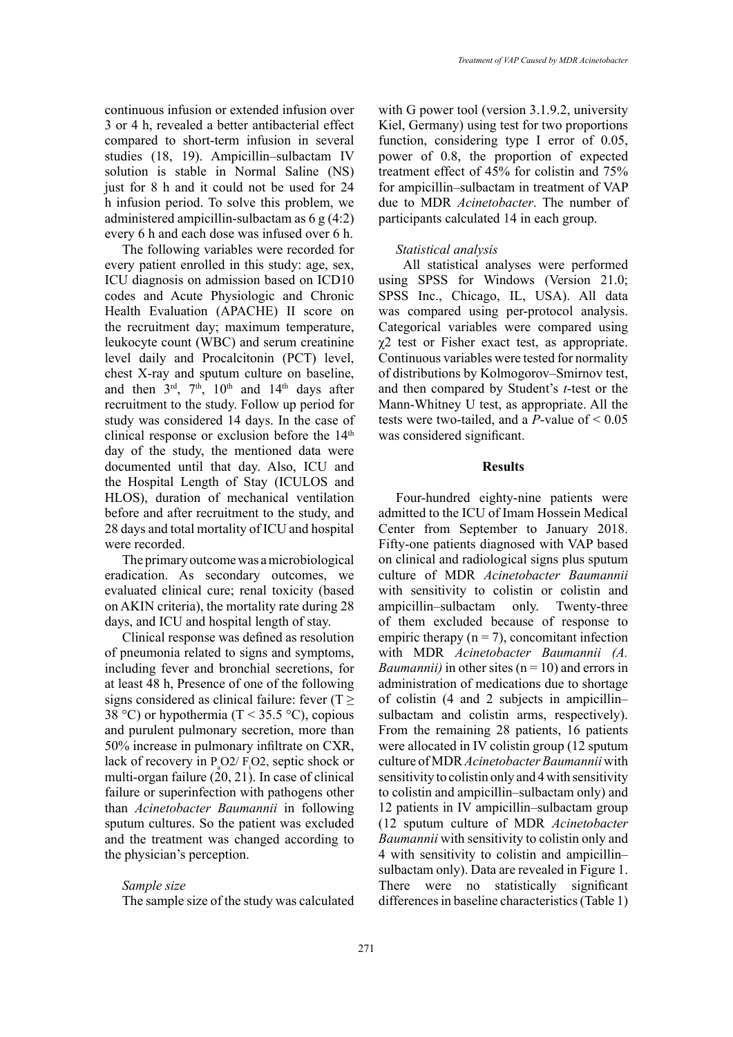continuous infusion or extended infusion over 3 or 4 h, revealed a better antibacterial effect compared to short-term infusion in several studies (18, 19). Ampicillin–sulbactam IV solution is stable in Normal Saline (NS) just for 8 h and it could not be used for 24 h infusion period. To solve this problem, we administered ampicillin-sulbactam as 6 g (4:2) every 6 h and each dose was infused over 6 h.

The following variables were recorded for every patient enrolled in this study: age, sex, ICU diagnosis on admission based on ICD10 codes and Acute Physiologic and Chronic Health Evaluation (APACHE) II score on the recruitment day; maximum temperature, leukocyte count (WBC) and serum creatinine level daily and Procalcitonin (PCT) level, chest X-ray and sputum culture on baseline, and then 3rd, 7th, 10th and 14th days after recruitment to the study. Follow up period for study was considered 14 days. In the case of clinical response or exclusion before the 14th day of the study, the mentioned data were documented until that day. Also, ICU and the Hospital Length of Stay (ICULOS and HLOS), duration of mechanical ventilation before and after recruitment to the study, and 28 days and total mortality of ICU and hospital were recorded.

The primary outcome was a microbiological eradication. As secondary outcomes, we evaluated clinical cure; renal toxicity (based on AKIN criteria), the mortality rate during 28 days, and ICU and hospital length of stay.

Clinical response was defined as resolution of pneumonia related to signs and symptoms, including fever and bronchial secretions, for at least 48 h, Presence of one of the following signs considered as clinical failure: fever ($T \geq 38$ °C) or hypothermia ($T < 35.5$ °C), copious and purulent pulmonary secretion, more than 50% increase in pulmonary infiltrate on CXR, lack of recovery in $P_aO2/F_iO2$, septic shock or multi-organ failure (20, 21). In case of clinical failure or superinfection with pathogens other than *Acinetobacter Baumannii* in following sputum cultures. So the patient was excluded and the treatment was changed according to the physician's perception.

*Sample size*

The sample size of the study was calculated with G power tool (version 3.1.9.2, university Kiel, Germany) using test for two proportions function, considering type I error of 0.05, power of 0.8, the proportion of expected treatment effect of 45% for colistin and 75% for ampicillin–sulbactam in treatment of VAP due to MDR *Acinetobacter*. The number of participants calculated 14 in each group.

*Statistical analysis*

All statistical analyses were performed using SPSS for Windows (Version 21.0; SPSS Inc., Chicago, IL, USA). All data was compared using per-protocol analysis. Categorical variables were compared using $\chi 2$ test or Fisher exact test, as appropriate. Continuous variables were tested for normality of distributions by Kolmogorov–Smirnov test, and then compared by Student's *t*-test or the Mann-Whitney U test, as appropriate. All the tests were two-tailed, and a *P*-value of < 0.05 was considered significant.

## Results

Four-hundred eighty-nine patients were admitted to the ICU of Imam Hossein Medical Center from September to January 2018. Fifty-one patients diagnosed with VAP based on clinical and radiological signs plus sputum culture of MDR *Acinetobacter Baumannii* with sensitivity to colistin or colistin and ampicillin–sulbactam only. Twenty-three of them excluded because of response to empiric therapy (n = 7), concomitant infection with MDR *Acinetobacter Baumannii (A. Baumannii)* in other sites (n = 10) and errors in administration of medications due to shortage of colistin (4 and 2 subjects in ampicillin–sulbactam and colistin arms, respectively). From the remaining 28 patients, 16 patients were allocated in IV colistin group (12 sputum culture of MDR *Acinetobacter Baumannii* with sensitivity to colistin only and 4 with sensitivity to colistin and ampicillin–sulbactam only) and 12 patients in IV ampicillin–sulbactam group (12 sputum culture of MDR *Acinetobacter Baumannii* with sensitivity to colistin only and 4 with sensitivity to colistin and ampicillin–sulbactam only). Data are revealed in Figure 1. There were no statistically significant differences in baseline characteristics (Table 1)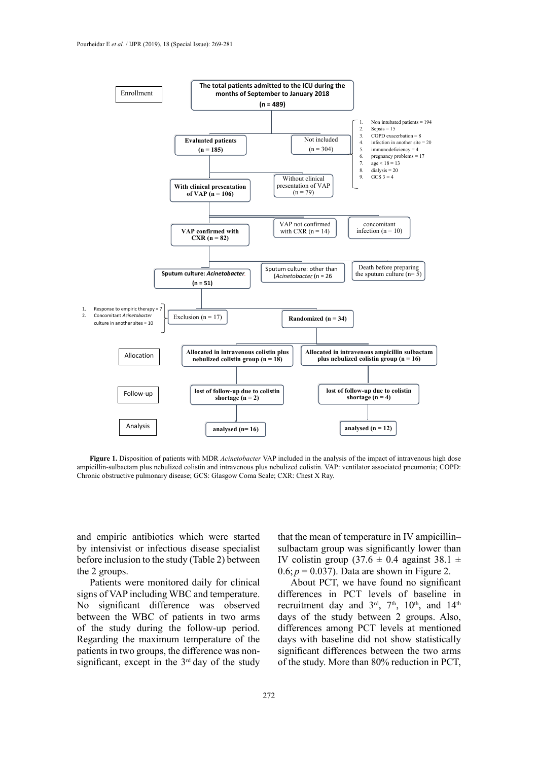Enrollment

**The total patients admitted to the ICU during the months of September to January 2018**
**(n = 489)**

- **Evaluated patients (n = 185)**
- Not included (n = 304)
  1. Non intubated patients = 194
  2. Sepsis = 15
  3. COPD exacerbation = 8
  4. infection in another site = 20
  5. immunodeficiency = 4
  6. pregnancy problems = 17
  7. age < 18 = 13
  8. dialysis = 20
  9. GCS 3 = 4

- **With clinical presentation of VAP (n = 106)**
- Without clinical presentation of VAP (n = 79)

- **VAP confirmed with CXR (n = 82)**
- VAP not confirmed with CXR (n = 14)
- concomitant infection (n = 10)

- **Sputum culture: *Acinetobacter* (n = 51)**
- Sputum culture: other than (*Acinetobacter* (n = 26
- Death before preparing the sputum culture (n= 5)

- Exclusion (n = 17)
  1. Response to empiric therapy = 7
  2. Concomitant *Acinetobacter* culture in another sites = 10
- **Randomized (n = 34)**

Allocation

- **Allocated in intravenous colistin plus nebulized colistin group (n = 18)**
- **Allocated in intravenous ampicillin sulbactam plus nebulized colistin group (n = 16)**

Follow-up

- **lost of follow-up due to colistin shortage (n = 2)**
- **lost of follow-up due to colistin shortage (n = 4)**

Analysis

- **analysed (n= 16)**
- **analysed (n = 12)**

**Figure 1.** Disposition of patients with MDR *Acinetobacter* VAP included in the analysis of the impact of intravenous high dose ampicillin-sulbactam plus nebulized colistin and intravenous plus nebulized colistin. VAP: ventilator associated pneumonia; COPD: Chronic obstructive pulmonary disease; GCS: Glasgow Coma Scale; CXR: Chest X Ray.

and empiric antibiotics which were started by intensivist or infectious disease specialist before inclusion to the study (Table 2) between the 2 groups.

Patients were monitored daily for clinical signs of VAP including WBC and temperature. No significant difference was observed between the WBC of patients in two arms of the study during the follow-up period. Regarding the maximum temperature of the patients in two groups, the difference was non-significant, except in the 3rd day of the study that the mean of temperature in IV ampicillin–sulbactam group was significantly lower than IV colistin group (37.6 ± 0.4 against 38.1 ± 0.6; $p = 0.037$). Data are shown in Figure 2.

About PCT, we have found no significant differences in PCT levels of baseline in recruitment day and 3rd, 7th, 10th, and 14th days of the study between 2 groups. Also, differences among PCT levels at mentioned days with baseline did not show statistically significant differences between the two arms of the study. More than 80% reduction in PCT,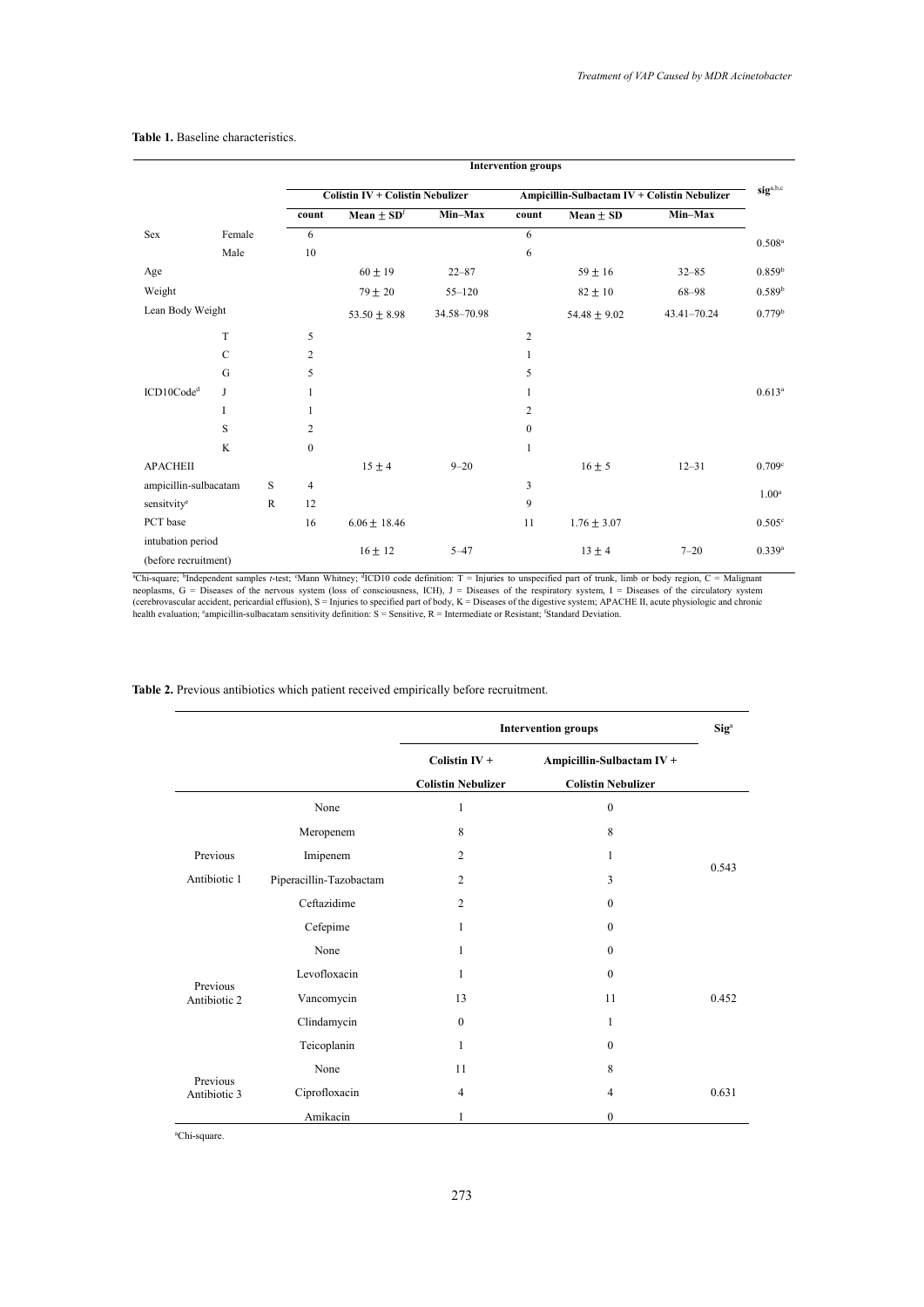**Table 1.** Baseline characteristics.

| | | | Intervention groups | | | | | | |
|---|---|---|---|---|---|---|---|---|---|
| | | | Colistin IV + Colistin Nebulizer | | | Ampicillin-Sulbactam IV + Colistin Nebulizer | | | sig[a,b,c] |
| | | | count | Mean ± SD[f] | Min–Max | count | Mean ± SD | Min–Max | |
| Sex | Female | | 6 | | | 6 | | | 0.508[a] |
| | Male | | 10 | | | 6 | | | |
| Age | | | | 60 ± 19 | 22–87 | | 59 ± 16 | 32–85 | 0.859[b] |
| Weight | | | | 79 ± 20 | 55–120 | | 82 ± 10 | 68–98 | 0.589[b] |
| Lean Body Weight | | | | 53.50 ± 8.98 | 34.58–70.98 | | 54.48 ± 9.02 | 43.41–70.24 | 0.779[b] |
| ICD10Code[d] | T | | 5 | | | 2 | | | 0.613[a] |
| | C | | 2 | | | 1 | | | |
| | G | | 5 | | | 5 | | | |
| | J | | 1 | | | 1 | | | |
| | I | | 1 | | | 2 | | | |
| | S | | 2 | | | 0 | | | |
| | K | | 0 | | | 1 | | | |
| APACHEII | | | | 15 ± 4 | 9–20 | | 16 ± 5 | 12–31 | 0.709[c] |
| ampicillin-sulbacatam sensitvity[e] | | S | 4 | | | 3 | | | 1.00[a] |
| | | R | 12 | | | 9 | | | |
| PCT base | | | 16 | 6.06 ± 18.46 | | 11 | 1.76 ± 3.07 | | 0.505[c] |
| intubation period (before recruitment) | | | | 16 ± 12 | 5–47 | | 13 ± 4 | 7–20 | 0.339[a] |

[a]Chi-square; [b]Independent samples *t*-test; [c]Mann Whitney; [d]ICD10 code definition: T = Injuries to unspecified part of trunk, limb or body region, C = Malignant neoplasms, G = Diseases of the nervous system (loss of consciousness, ICH), J = Diseases of the respiratory system, I = Diseases of the circulatory system (cerebrovascular accident, pericardial effusion), S = Injuries to specified part of body, K = Diseases of the digestive system; APACHE II, acute physiologic and chronic health evaluation; [e]ampicillin-sulbacatam sensitivity definition: S = Sensitive, R = Intermediate or Resistant; [f]Standard Deviation.

**Table 2.** Previous antibiotics which patient received empirically before recruitment.

| | | Intervention groups | | Sig[a] |
|---|---|---|---|---|
| | | Colistin IV + Colistin Nebulizer | Ampicillin-Sulbactam IV + Colistin Nebulizer | |
| Previous Antibiotic 1 | None | 1 | 0 | 0.543 |
| | Meropenem | 8 | 8 | |
| | Imipenem | 2 | 1 | |
| | Piperacillin-Tazobactam | 2 | 3 | |
| | Ceftazidime | 2 | 0 | |
| | Cefepime | 1 | 0 | |
| Previous Antibiotic 2 | None | 1 | 0 | 0.452 |
| | Levofloxacin | 1 | 0 | |
| | Vancomycin | 13 | 11 | |
| | Clindamycin | 0 | 1 | |
| | Teicoplanin | 1 | 0 | |
| Previous Antibiotic 3 | None | 11 | 8 | 0.631 |
| | Ciprofloxacin | 4 | 4 | |
| | Amikacin | 1 | 0 | |

[a]Chi-square.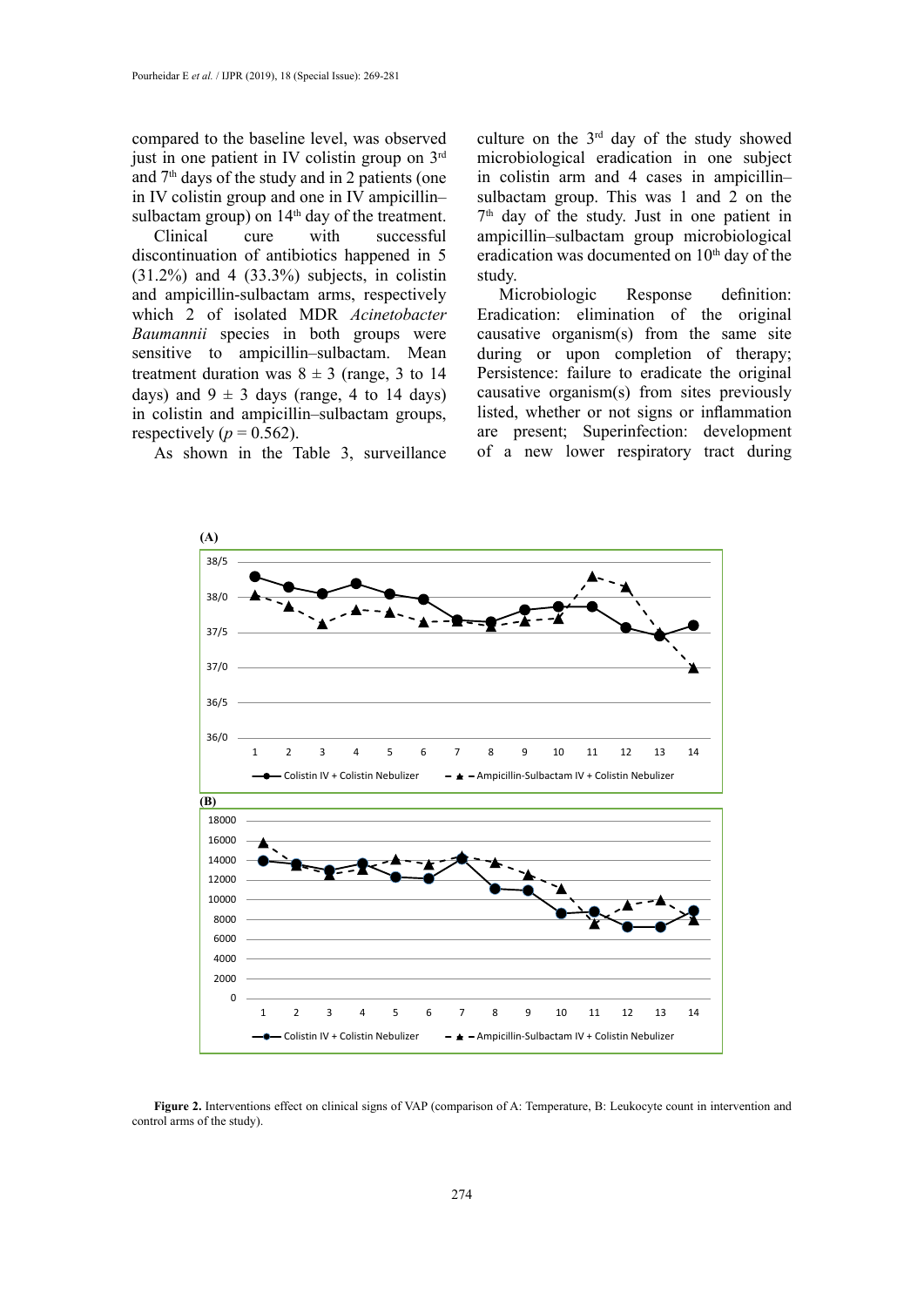compared to the baseline level, was observed just in one patient in IV colistin group on 3rd and 7th days of the study and in 2 patients (one in IV colistin group and one in IV ampicillin–sulbactam group) on 14th day of the treatment.

Clinical cure with successful discontinuation of antibiotics happened in 5 (31.2%) and 4 (33.3%) subjects, in colistin and ampicillin-sulbactam arms, respectively which 2 of isolated MDR *Acinetobacter Baumannii* species in both groups were sensitive to ampicillin–sulbactam. Mean treatment duration was $8 \pm 3$ (range, 3 to 14 days) and $9 \pm 3$ days (range, 4 to 14 days) in colistin and ampicillin–sulbactam groups, respectively ($p = 0.562$).

As shown in the Table 3, surveillance culture on the 3rd day of the study showed microbiological eradication in one subject in colistin arm and 4 cases in ampicillin–sulbactam group. This was 1 and 2 on the 7th day of the study. Just in one patient in ampicillin–sulbactam group microbiological eradication was documented on 10th day of the study.

Microbiologic Response definition: Eradication: elimination of the original causative organism(s) from the same site during or upon completion of therapy; Persistence: failure to eradicate the original causative organism(s) from sites previously listed, whether or not signs or inflammation are present; Superinfection: development of a new lower respiratory tract during

**Figure 2.** Interventions effect on clinical signs of VAP (comparison of A: Temperature, B: Leukocyte count in intervention and control arms of the study).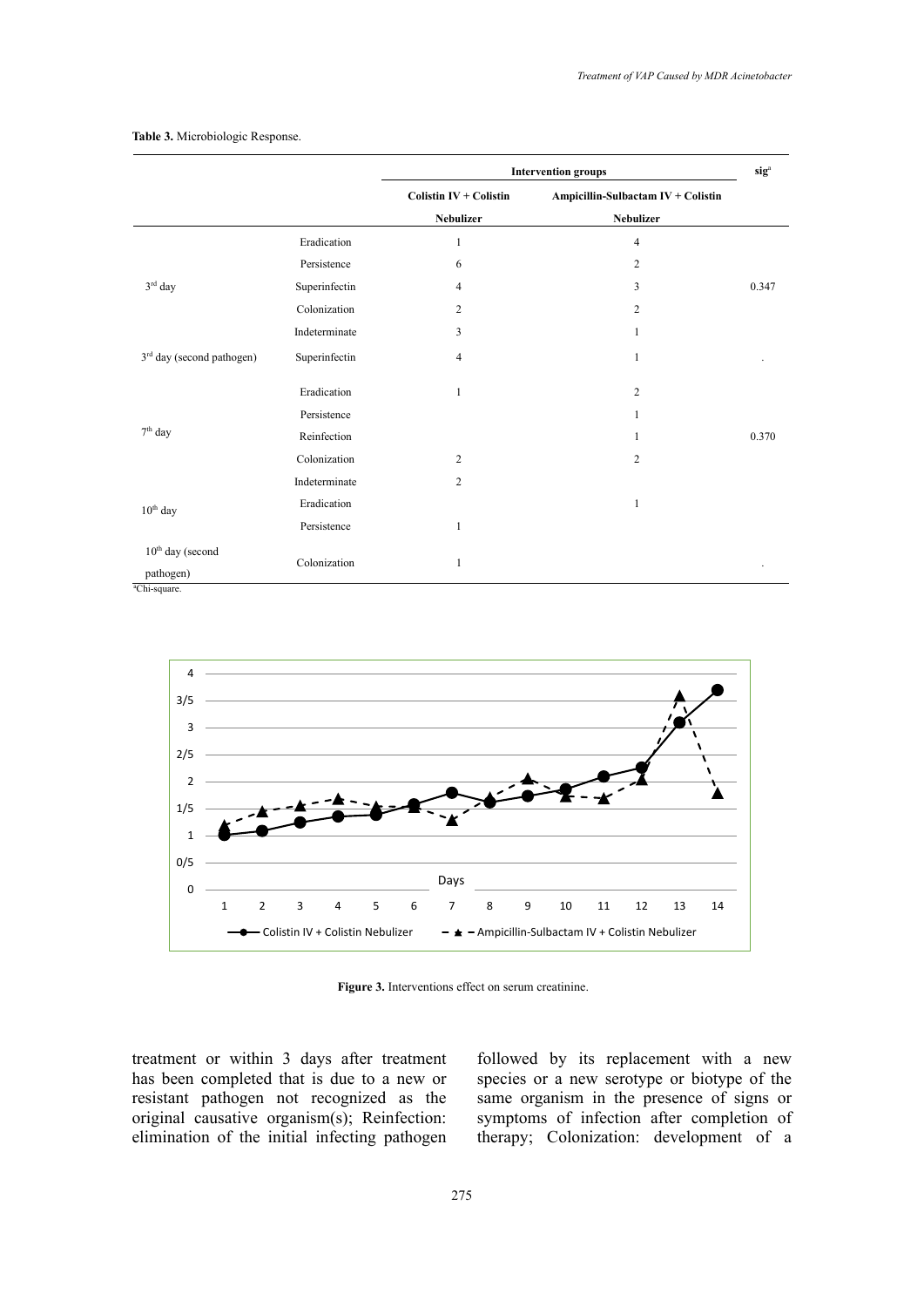**Table 3.** Microbiologic Response.

| | | Intervention groups | | sig[a] |
|---|---|---|---|---|
| | | Colistin IV + Colistin Nebulizer | Ampicillin-Sulbactam IV + Colistin Nebulizer | |
| 3[rd] day | Eradication | 1 | 4 | 0.347 |
| | Persistence | 6 | 2 | |
| | Superinfectin | 4 | 3 | |
| | Colonization | 2 | 2 | |
| | Indeterminate | 3 | 1 | |
| 3[rd] day (second pathogen) | Superinfectin | 4 | 1 | . |
| 7[th] day | Eradication | 1 | 2 | 0.370 |
| | Persistence | | 1 | |
| | Reinfection | | 1 | |
| | Colonization | 2 | 2 | |
| | Indeterminate | 2 | | |
| 10[th] day | Eradication | | 1 | |
| | Persistence | 1 | | |
| 10[th] day (second pathogen) | Colonization | 1 | | . |

[a]Chi-square.

**Figure 3.** Interventions effect on serum creatinine.

treatment or within 3 days after treatment has been completed that is due to a new or resistant pathogen not recognized as the original causative organism(s); Reinfection: elimination of the initial infecting pathogen followed by its replacement with a new species or a new serotype or biotype of the same organism in the presence of signs or symptoms of infection after completion of therapy; Colonization: development of a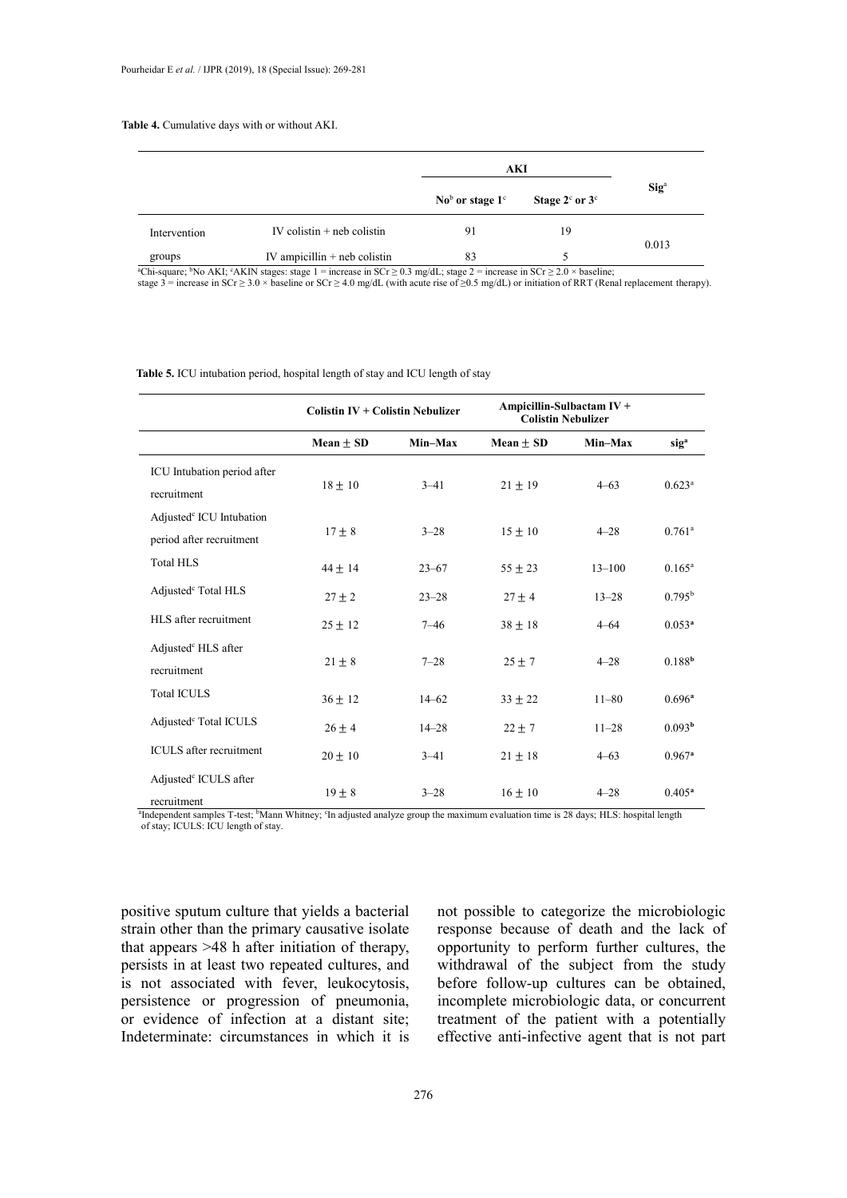**Table 4.** Cumulative days with or without AKI.

| | | AKI | | Sig[a] |
|---|---|---|---|---|
| | | No[b] or stage 1[c] | Stage 2[c] or 3[c] | |
| Intervention groups | IV colistin + neb colistin | 91 | 19 | 0.013 |
| | IV ampicillin + neb colistin | 83 | 5 | |

[a]Chi-square; [b]No AKI; [c]AKIN stages: stage 1 = increase in SCr ≥ 0.3 mg/dL; stage 2 = increase in SCr ≥ 2.0 × baseline; stage 3 = increase in SCr ≥ 3.0 × baseline or SCr ≥ 4.0 mg/dL (with acute rise of ≥0.5 mg/dL) or initiation of RRT (Renal replacement therapy).

**Table 5.** ICU intubation period, hospital length of stay and ICU length of stay

| | Colistin IV + Colistin Nebulizer | | Ampicillin-Sulbactam IV + Colistin Nebulizer | | |
|---|---|---|---|---|---|
| | Mean ± SD | Min–Max | Mean ± SD | Min–Max | sig[a] |
| ICU Intubation period after recruitment | 18 ± 10 | 3–41 | 21 ± 19 | 4–63 | 0.623[a] |
| Adjusted[c] ICU Intubation period after recruitment | 17 ± 8 | 3–28 | 15 ± 10 | 4–28 | 0.761[a] |
| Total HLS | 44 ± 14 | 23–67 | 55 ± 23 | 13–100 | 0.165[a] |
| Adjusted[c] Total HLS | 27 ± 2 | 23–28 | 27 ± 4 | 13–28 | 0.795[b] |
| HLS after recruitment | 25 ± 12 | 7–46 | 38 ± 18 | 4–64 | 0.053[a] |
| Adjusted[c] HLS after recruitment | 21 ± 8 | 7–28 | 25 ± 7 | 4–28 | 0.188[b] |
| Total ICULS | 36 ± 12 | 14–62 | 33 ± 22 | 11–80 | 0.696[a] |
| Adjusted[c] Total ICULS | 26 ± 4 | 14–28 | 22 ± 7 | 11–28 | 0.093[b] |
| ICULS after recruitment | 20 ± 10 | 3–41 | 21 ± 18 | 4–63 | 0.967[a] |
| Adjusted[c] ICULS after recruitment | 19 ± 8 | 3–28 | 16 ± 10 | 4–28 | 0.405[a] |

[a]Independent samples T-test; [b]Mann Whitney; [c]In adjusted analyze group the maximum evaluation time is 28 days; HLS: hospital length of stay; ICULS: ICU length of stay.

positive sputum culture that yields a bacterial strain other than the primary causative isolate that appears >48 h after initiation of therapy, persists in at least two repeated cultures, and is not associated with fever, leukocytosis, persistence or progression of pneumonia, or evidence of infection at a distant site; Indeterminate: circumstances in which it is not possible to categorize the microbiologic response because of death and the lack of opportunity to perform further cultures, the withdrawal of the subject from the study before follow-up cultures can be obtained, incomplete microbiologic data, or concurrent treatment of the patient with a potentially effective anti-infective agent that is not part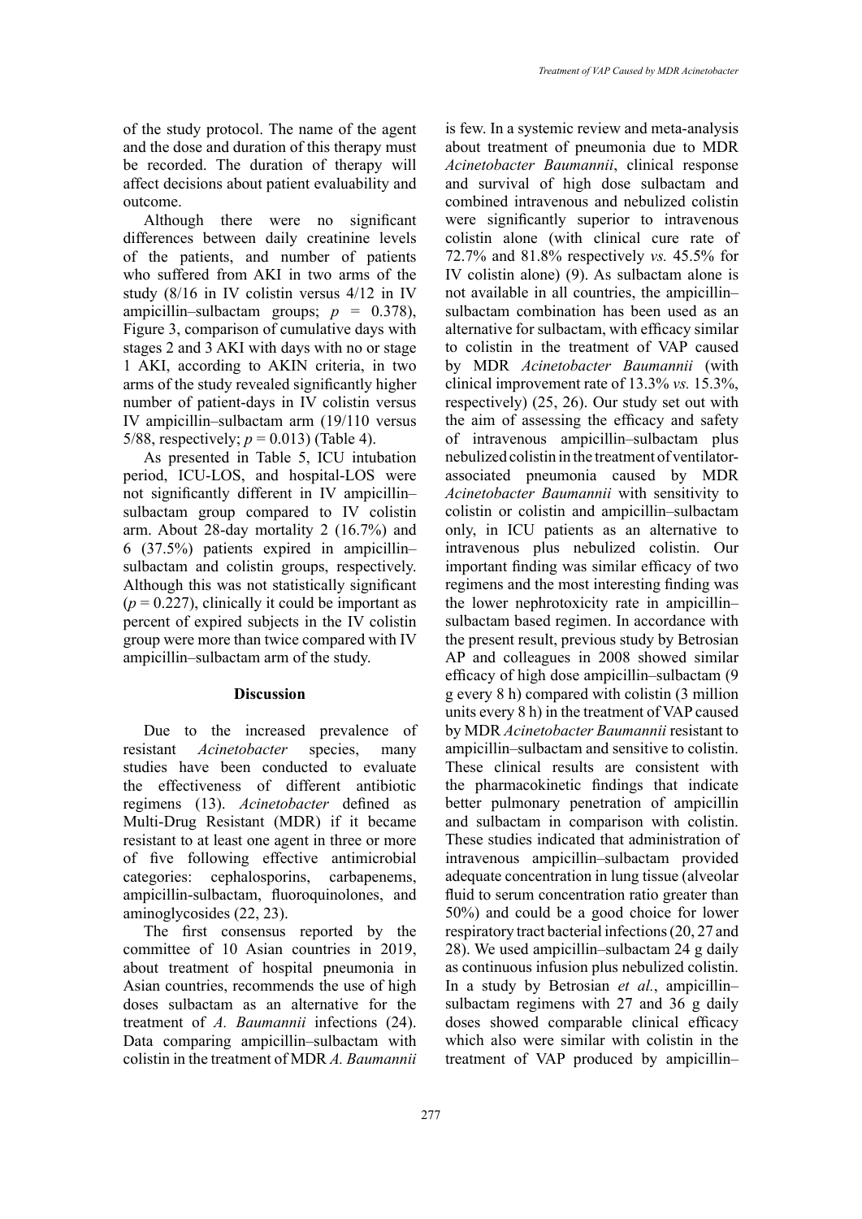of the study protocol. The name of the agent and the dose and duration of this therapy must be recorded. The duration of therapy will affect decisions about patient evaluability and outcome.

Although there were no significant differences between daily creatinine levels of the patients, and number of patients who suffered from AKI in two arms of the study (8/16 in IV colistin versus 4/12 in IV ampicillin–sulbactam groups; $p = 0.378$), Figure 3, comparison of cumulative days with stages 2 and 3 AKI with days with no or stage 1 AKI, according to AKIN criteria, in two arms of the study revealed significantly higher number of patient-days in IV colistin versus IV ampicillin–sulbactam arm (19/110 versus 5/88, respectively; $p = 0.013$) (Table 4).

As presented in Table 5, ICU intubation period, ICU-LOS, and hospital-LOS were not significantly different in IV ampicillin–sulbactam group compared to IV colistin arm. About 28-day mortality 2 (16.7%) and 6 (37.5%) patients expired in ampicillin–sulbactam and colistin groups, respectively. Although this was not statistically significant ($p = 0.227$), clinically it could be important as percent of expired subjects in the IV colistin group were more than twice compared with IV ampicillin–sulbactam arm of the study.

## Discussion

Due to the increased prevalence of resistant *Acinetobacter* species, many studies have been conducted to evaluate the effectiveness of different antibiotic regimens (13). *Acinetobacter* defined as Multi-Drug Resistant (MDR) if it became resistant to at least one agent in three or more of five following effective antimicrobial categories: cephalosporins, carbapenems, ampicillin-sulbactam, fluoroquinolones, and aminoglycosides (22, 23).

The first consensus reported by the committee of 10 Asian countries in 2019, about treatment of hospital pneumonia in Asian countries, recommends the use of high doses sulbactam as an alternative for the treatment of *A. Baumannii* infections (24). Data comparing ampicillin–sulbactam with colistin in the treatment of MDR *A. Baumannii* is few. In a systemic review and meta-analysis about treatment of pneumonia due to MDR *Acinetobacter Baumannii*, clinical response and survival of high dose sulbactam and combined intravenous and nebulized colistin were significantly superior to intravenous colistin alone (with clinical cure rate of 72.7% and 81.8% respectively *vs.* 45.5% for IV colistin alone) (9). As sulbactam alone is not available in all countries, the ampicillin–sulbactam combination has been used as an alternative for sulbactam, with efficacy similar to colistin in the treatment of VAP caused by MDR *Acinetobacter Baumannii* (with clinical improvement rate of 13.3% *vs.* 15.3%, respectively) (25, 26). Our study set out with the aim of assessing the efficacy and safety of intravenous ampicillin–sulbactam plus nebulized colistin in the treatment of ventilator-associated pneumonia caused by MDR *Acinetobacter Baumannii* with sensitivity to colistin or colistin and ampicillin–sulbactam only, in ICU patients as an alternative to intravenous plus nebulized colistin. Our important finding was similar efficacy of two regimens and the most interesting finding was the lower nephrotoxicity rate in ampicillin–sulbactam based regimen. In accordance with the present result, previous study by Betrosian AP and colleagues in 2008 showed similar efficacy of high dose ampicillin–sulbactam (9 g every 8 h) compared with colistin (3 million units every 8 h) in the treatment of VAP caused by MDR *Acinetobacter Baumannii* resistant to ampicillin–sulbactam and sensitive to colistin. These clinical results are consistent with the pharmacokinetic findings that indicate better pulmonary penetration of ampicillin and sulbactam in comparison with colistin. These studies indicated that administration of intravenous ampicillin–sulbactam provided adequate concentration in lung tissue (alveolar fluid to serum concentration ratio greater than 50%) and could be a good choice for lower respiratory tract bacterial infections (20, 27 and 28). We used ampicillin–sulbactam 24 g daily as continuous infusion plus nebulized colistin. In a study by Betrosian *et al.*, ampicillin–sulbactam regimens with 27 and 36 g daily doses showed comparable clinical efficacy which also were similar with colistin in the treatment of VAP produced by ampicillin–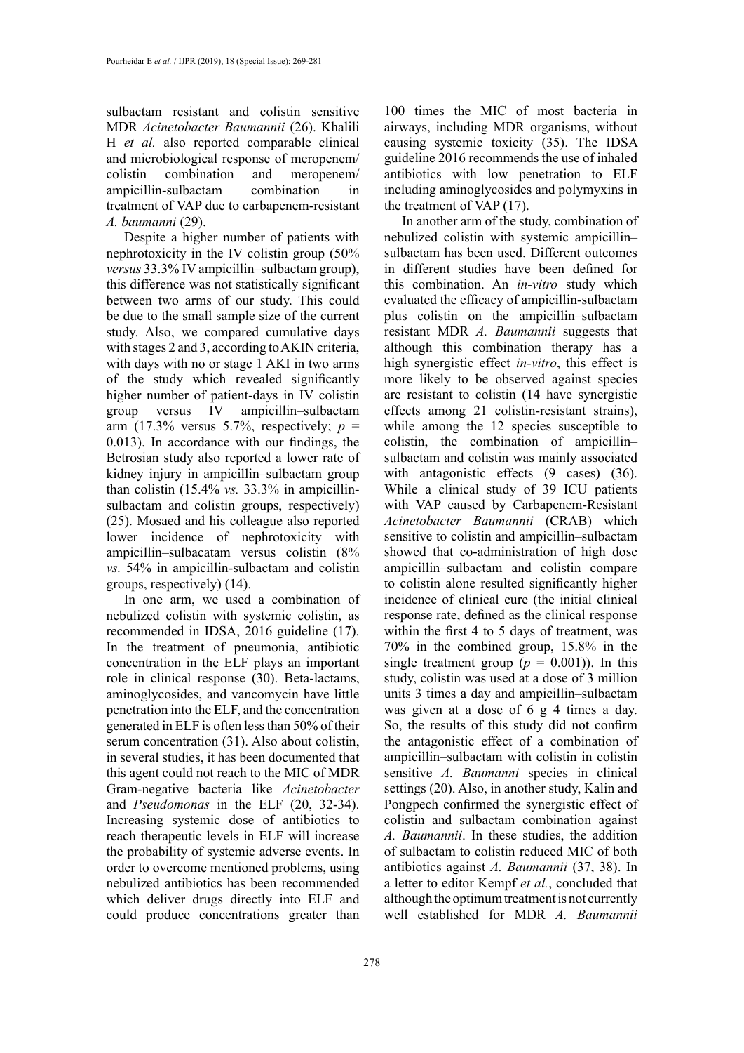sulbactam resistant and colistin sensitive MDR *Acinetobacter Baumannii* (26). Khalili H *et al.* also reported comparable clinical and microbiological response of meropenem/colistin combination and meropenem/ampicillin-sulbactam combination in treatment of VAP due to carbapenem-resistant *A. baumanni* (29).

Despite a higher number of patients with nephrotoxicity in the IV colistin group (50% *versus* 33.3% IV ampicillin–sulbactam group), this difference was not statistically significant between two arms of our study. This could be due to the small sample size of the current study. Also, we compared cumulative days with stages 2 and 3, according to AKIN criteria, with days with no or stage 1 AKI in two arms of the study which revealed significantly higher number of patient-days in IV colistin group versus IV ampicillin–sulbactam arm (17.3% versus 5.7%, respectively; $p = 0.013$). In accordance with our findings, the Betrosian study also reported a lower rate of kidney injury in ampicillin–sulbactam group than colistin (15.4% *vs.* 33.3% in ampicillin-sulbactam and colistin groups, respectively) (25). Mosaed and his colleague also reported lower incidence of nephrotoxicity with ampicillin–sulbacatam versus colistin (8% *vs.* 54% in ampicillin-sulbactam and colistin groups, respectively) (14).

In one arm, we used a combination of nebulized colistin with systemic colistin, as recommended in IDSA, 2016 guideline (17). In the treatment of pneumonia, antibiotic concentration in the ELF plays an important role in clinical response (30). Beta-lactams, aminoglycosides, and vancomycin have little penetration into the ELF, and the concentration generated in ELF is often less than 50% of their serum concentration (31). Also about colistin, in several studies, it has been documented that this agent could not reach to the MIC of MDR Gram-negative bacteria like *Acinetobacter* and *Pseudomonas* in the ELF (20, 32-34). Increasing systemic dose of antibiotics to reach therapeutic levels in ELF will increase the probability of systemic adverse events. In order to overcome mentioned problems, using nebulized antibiotics has been recommended which deliver drugs directly into ELF and could produce concentrations greater than 100 times the MIC of most bacteria in airways, including MDR organisms, without causing systemic toxicity (35). The IDSA guideline 2016 recommends the use of inhaled antibiotics with low penetration to ELF including aminoglycosides and polymyxins in the treatment of VAP (17).

In another arm of the study, combination of nebulized colistin with systemic ampicillin–sulbactam has been used. Different outcomes in different studies have been defined for this combination. An *in-vitro* study which evaluated the efficacy of ampicillin-sulbactam plus colistin on the ampicillin–sulbactam resistant MDR *A. Baumannii* suggests that although this combination therapy has a high synergistic effect *in-vitro*, this effect is more likely to be observed against species are resistant to colistin (14 have synergistic effects among 21 colistin-resistant strains), while among the 12 species susceptible to colistin, the combination of ampicillin–sulbactam and colistin was mainly associated with antagonistic effects (9 cases) (36). While a clinical study of 39 ICU patients with VAP caused by Carbapenem-Resistant *Acinetobacter Baumannii* (CRAB) which sensitive to colistin and ampicillin–sulbactam showed that co-administration of high dose ampicillin–sulbactam and colistin compare to colistin alone resulted significantly higher incidence of clinical cure (the initial clinical response rate, defined as the clinical response within the first 4 to 5 days of treatment, was 70% in the combined group, 15.8% in the single treatment group ($p = 0.001$)). In this study, colistin was used at a dose of 3 million units 3 times a day and ampicillin–sulbactam was given at a dose of 6 g 4 times a day. So, the results of this study did not confirm the antagonistic effect of a combination of ampicillin–sulbactam with colistin in colistin sensitive *A. Baumanni* species in clinical settings (20). Also, in another study, Kalin and Pongpech confirmed the synergistic effect of colistin and sulbactam combination against *A. Baumannii*. In these studies, the addition of sulbactam to colistin reduced MIC of both antibiotics against *A. Baumannii* (37, 38). In a letter to editor Kempf *et al.*, concluded that although the optimum treatment is not currently well established for MDR *A. Baumannii*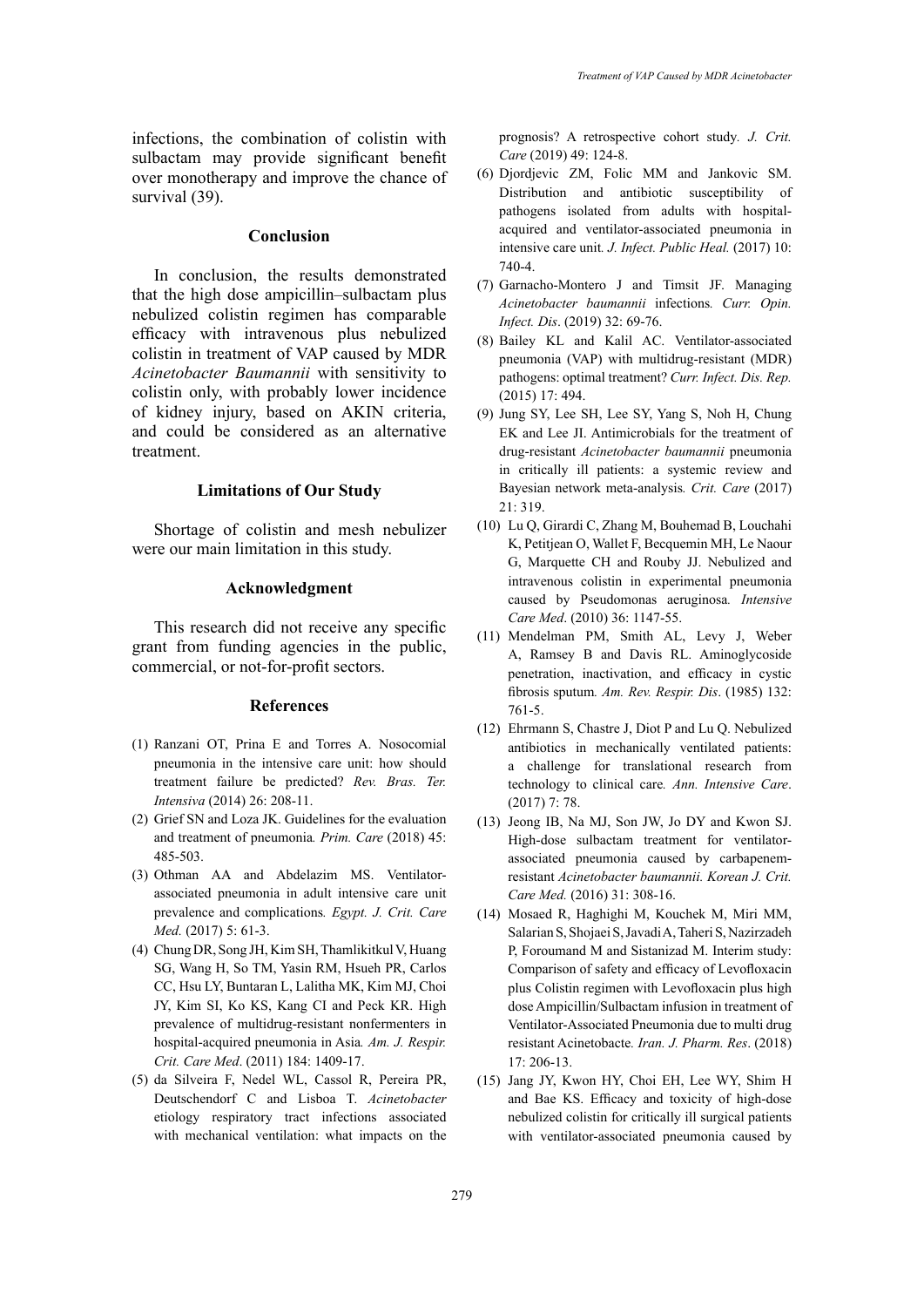infections, the combination of colistin with sulbactam may provide significant benefit over monotherapy and improve the chance of survival (39).

## Conclusion

In conclusion, the results demonstrated that the high dose ampicillin–sulbactam plus nebulized colistin regimen has comparable efficacy with intravenous plus nebulized colistin in treatment of VAP caused by MDR *Acinetobacter Baumannii* with sensitivity to colistin only, with probably lower incidence of kidney injury, based on AKIN criteria, and could be considered as an alternative treatment.

## Limitations of Our Study

Shortage of colistin and mesh nebulizer were our main limitation in this study.

## Acknowledgment

This research did not receive any specific grant from funding agencies in the public, commercial, or not-for-profit sectors.

## References

(1) Ranzani OT, Prina E and Torres A. Nosocomial pneumonia in the intensive care unit: how should treatment failure be predicted? *Rev. Bras. Ter. Intensiva* (2014) 26: 208-11.

(2) Grief SN and Loza JK. Guidelines for the evaluation and treatment of pneumonia. *Prim. Care* (2018) 45: 485-503.

(3) Othman AA and Abdelazim MS. Ventilator-associated pneumonia in adult intensive care unit prevalence and complications. *Egypt. J. Crit. Care Med.* (2017) 5: 61-3.

(4) Chung DR, Song JH, Kim SH, Thamlikitkul V, Huang SG, Wang H, So TM, Yasin RM, Hsueh PR, Carlos CC, Hsu LY, Buntaran L, Lalitha MK, Kim MJ, Choi JY, Kim SI, Ko KS, Kang CI and Peck KR. High prevalence of multidrug-resistant nonfermenters in hospital-acquired pneumonia in Asia. *Am. J. Respir. Crit. Care Med*. (2011) 184: 1409-17.

(5) da Silveira F, Nedel WL, Cassol R, Pereira PR, Deutschendorf C and Lisboa T. *Acinetobacter* etiology respiratory tract infections associated with mechanical ventilation: what impacts on the prognosis? A retrospective cohort study. *J. Crit. Care* (2019) 49: 124-8.

(6) Djordjevic ZM, Folic MM and Jankovic SM. Distribution and antibiotic susceptibility of pathogens isolated from adults with hospital-acquired and ventilator-associated pneumonia in intensive care unit. *J. Infect. Public Heal.* (2017) 10: 740-4.

(7) Garnacho-Montero J and Timsit JF. Managing *Acinetobacter baumannii* infections. *Curr. Opin. Infect. Dis*. (2019) 32: 69-76.

(8) Bailey KL and Kalil AC. Ventilator-associated pneumonia (VAP) with multidrug-resistant (MDR) pathogens: optimal treatment? *Curr. Infect. Dis. Rep.* (2015) 17: 494.

(9) Jung SY, Lee SH, Lee SY, Yang S, Noh H, Chung EK and Lee JI. Antimicrobials for the treatment of drug-resistant *Acinetobacter baumannii* pneumonia in critically ill patients: a systemic review and Bayesian network meta-analysis. *Crit. Care* (2017) 21: 319.

(10) Lu Q, Girardi C, Zhang M, Bouhemad B, Louchahi K, Petitjean O, Wallet F, Becquemin MH, Le Naour G, Marquette CH and Rouby JJ. Nebulized and intravenous colistin in experimental pneumonia caused by Pseudomonas aeruginosa. *Intensive Care Med*. (2010) 36: 1147-55.

(11) Mendelman PM, Smith AL, Levy J, Weber A, Ramsey B and Davis RL. Aminoglycoside penetration, inactivation, and efficacy in cystic fibrosis sputum. *Am. Rev. Respir. Dis*. (1985) 132: 761-5.

(12) Ehrmann S, Chastre J, Diot P and Lu Q. Nebulized antibiotics in mechanically ventilated patients: a challenge for translational research from technology to clinical care. *Ann. Intensive Care*. (2017) 7: 78.

(13) Jeong IB, Na MJ, Son JW, Jo DY and Kwon SJ. High-dose sulbactam treatment for ventilator-associated pneumonia caused by carbapenem-resistant *Acinetobacter baumannii. Korean J. Crit. Care Med.* (2016) 31: 308-16.

(14) Mosaed R, Haghighi M, Kouchek M, Miri MM, Salarian S, Shojaei S, Javadi A, Taheri S, Nazirzadeh P, Foroumand M and Sistanizad M. Interim study: Comparison of safety and efficacy of Levofloxacin plus Colistin regimen with Levofloxacin plus high dose Ampicillin/Sulbactam infusion in treatment of Ventilator-Associated Pneumonia due to multi drug resistant Acinetobacte. *Iran. J. Pharm. Res*. (2018) 17: 206-13.

(15) Jang JY, Kwon HY, Choi EH, Lee WY, Shim H and Bae KS. Efficacy and toxicity of high-dose nebulized colistin for critically ill surgical patients with ventilator-associated pneumonia caused by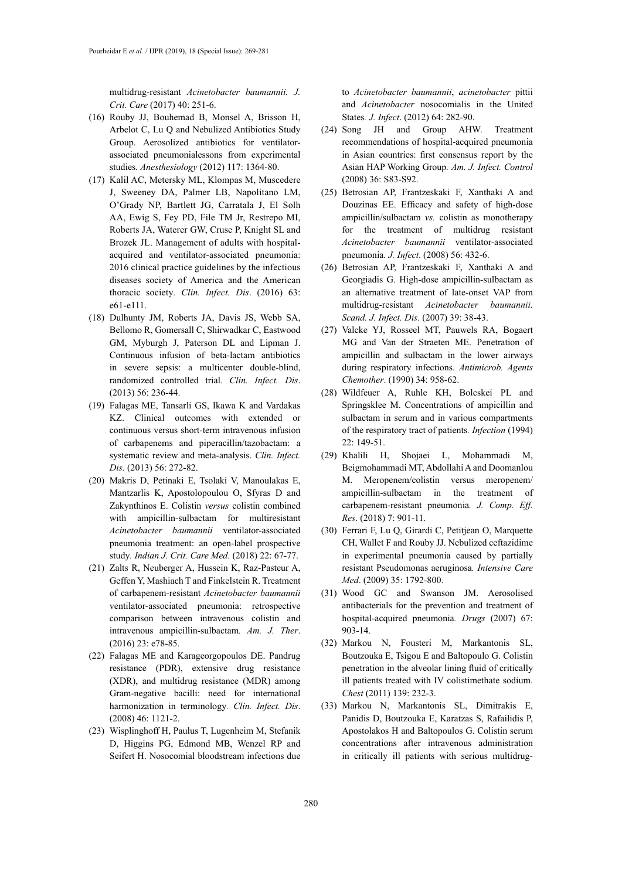multidrug-resistant *Acinetobacter baumannii. J. Crit. Care* (2017) 40: 251-6.

(16) Rouby JJ, Bouhemad B, Monsel A, Brisson H, Arbelot C, Lu Q and Nebulized Antibiotics Study Group. Aerosolized antibiotics for ventilator-associated pneumonialessons from experimental studies*. Anesthesiology* (2012) 117: 1364-80.

(17) Kalil AC, Metersky ML, Klompas M, Muscedere J, Sweeney DA, Palmer LB, Napolitano LM, O'Grady NP, Bartlett JG, Carratala J, El Solh AA, Ewig S, Fey PD, File TM Jr, Restrepo MI, Roberts JA, Waterer GW, Cruse P, Knight SL and Brozek JL. Management of adults with hospital-acquired and ventilator-associated pneumonia: 2016 clinical practice guidelines by the infectious diseases society of America and the American thoracic society*. Clin. Infect. Dis*. (2016) 63: e61-e111.

(18) Dulhunty JM, Roberts JA, Davis JS, Webb SA, Bellomo R, Gomersall C, Shirwadkar C, Eastwood GM, Myburgh J, Paterson DL and Lipman J. Continuous infusion of beta-lactam antibiotics in severe sepsis: a multicenter double-blind, randomized controlled trial*. Clin. Infect. Dis*. (2013) 56: 236-44.

(19) Falagas ME, Tansarli GS, Ikawa K and Vardakas KZ. Clinical outcomes with extended or continuous versus short-term intravenous infusion of carbapenems and piperacillin/tazobactam: a systematic review and meta-analysis. *Clin. Infect. Dis.* (2013) 56: 272-82.

(20) Makris D, Petinaki E, Tsolaki V, Manoulakas E, Mantzarlis K, Apostolopoulou O, Sfyras D and Zakynthinos E. Colistin *versus* colistin combined with ampicillin-sulbactam for multiresistant *Acinetobacter baumannii* ventilator-associated pneumonia treatment: an open-label prospective study*. Indian J. Crit. Care Med*. (2018) 22: 67-77.

(21) Zalts R, Neuberger A, Hussein K, Raz-Pasteur A, Geffen Y, Mashiach T and Finkelstein R. Treatment of carbapenem-resistant *Acinetobacter baumannii* ventilator-associated pneumonia: retrospective comparison between intravenous colistin and intravenous ampicillin-sulbactam*. Am. J. Ther*. (2016) 23: e78-85.

(22) Falagas ME and Karageorgopoulos DE. Pandrug resistance (PDR), extensive drug resistance (XDR), and multidrug resistance (MDR) among Gram-negative bacilli: need for international harmonization in terminology*. Clin. Infect. Dis*. (2008) 46: 1121-2.

(23) Wisplinghoff H, Paulus T, Lugenheim M, Stefanik D, Higgins PG, Edmond MB, Wenzel RP and Seifert H. Nosocomial bloodstream infections due to *Acinetobacter baumannii*, *acinetobacter* pittii and *Acinetobacter* nosocomialis in the United States*. J. Infect*. (2012) 64: 282-90.

(24) Song JH and Group AHW. Treatment recommendations of hospital-acquired pneumonia in Asian countries: first consensus report by the Asian HAP Working Group*. Am. J. Infect. Control* (2008) 36: S83-S92.

(25) Betrosian AP, Frantzeskaki F, Xanthaki A and Douzinas EE. Efficacy and safety of high-dose ampicillin/sulbactam *vs.* colistin as monotherapy for the treatment of multidrug resistant *Acinetobacter baumannii* ventilator-associated pneumonia*. J. Infect*. (2008) 56: 432-6.

(26) Betrosian AP, Frantzeskaki F, Xanthaki A and Georgiadis G. High-dose ampicillin-sulbactam as an alternative treatment of late-onset VAP from multidrug-resistant *Acinetobacter baumannii. Scand. J. Infect. Dis*. (2007) 39: 38-43.

(27) Valcke YJ, Rosseel MT, Pauwels RA, Bogaert MG and Van der Straeten ME. Penetration of ampicillin and sulbactam in the lower airways during respiratory infections*. Antimicrob. Agents Chemother*. (1990) 34: 958-62.

(28) Wildfeuer A, Ruhle KH, Bolcskei PL and Springsklee M. Concentrations of ampicillin and sulbactam in serum and in various compartments of the respiratory tract of patients*. Infection* (1994) 22: 149-51.

(29) Khalili H, Shojaei L, Mohammadi M, Beigmohammadi MT, Abdollahi A and Doomanlou M. Meropenem/colistin versus meropenem/ampicillin-sulbactam in the treatment of carbapenem-resistant pneumonia*. J. Comp. Eff. Res*. (2018) 7: 901-11.

(30) Ferrari F, Lu Q, Girardi C, Petitjean O, Marquette CH, Wallet F and Rouby JJ. Nebulized ceftazidime in experimental pneumonia caused by partially resistant Pseudomonas aeruginosa*. Intensive Care Med*. (2009) 35: 1792-800.

(31) Wood GC and Swanson JM. Aerosolised antibacterials for the prevention and treatment of hospital-acquired pneumonia*. Drugs* (2007) 67: 903-14.

(32) Markou N, Fousteri M, Markantonis SL, Boutzouka E, Tsigou E and Baltopoulo G. Colistin penetration in the alveolar lining fluid of critically ill patients treated with IV colistimethate sodium*. Chest* (2011) 139: 232-3.

(33) Markou N, Markantonis SL, Dimitrakis E, Panidis D, Boutzouka E, Karatzas S, Rafailidis P, Apostolakos H and Baltopoulos G. Colistin serum concentrations after intravenous administration in critically ill patients with serious multidrug-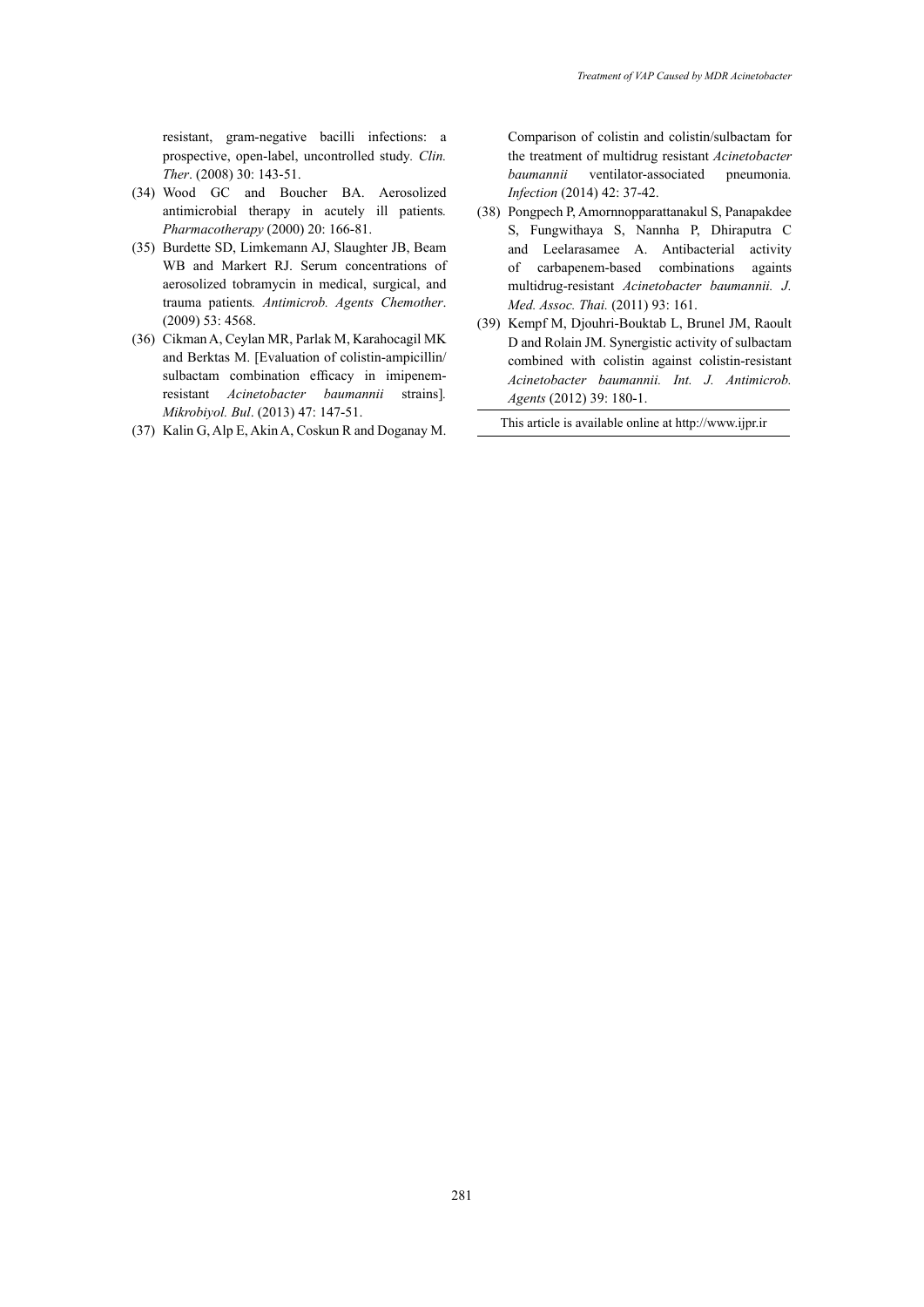resistant, gram-negative bacilli infections: a prospective, open-label, uncontrolled study. *Clin. Ther*. (2008) 30: 143-51.

(34) Wood GC and Boucher BA. Aerosolized antimicrobial therapy in acutely ill patients. *Pharmacotherapy* (2000) 20: 166-81.

(35) Burdette SD, Limkemann AJ, Slaughter JB, Beam WB and Markert RJ. Serum concentrations of aerosolized tobramycin in medical, surgical, and trauma patients. *Antimicrob. Agents Chemother*. (2009) 53: 4568.

(36) Cikman A, Ceylan MR, Parlak M, Karahocagil MK and Berktas M. [Evaluation of colistin-ampicillin/sulbactam combination efficacy in imipenem-resistant *Acinetobacter baumannii* strains]. *Mikrobiyol. Bul*. (2013) 47: 147-51.

(37) Kalin G, Alp E, Akin A, Coskun R and Doganay M. Comparison of colistin and colistin/sulbactam for the treatment of multidrug resistant *Acinetobacter baumannii* ventilator-associated pneumonia. *Infection* (2014) 42: 37-42.

(38) Pongpech P, Amornnopparattanakul S, Panapakdee S, Fungwithaya S, Nannha P, Dhiraputra C and Leelarasamee A. Antibacterial activity of carbapenem-based combinations againts multidrug-resistant *Acinetobacter baumannii. J. Med. Assoc. Thai.* (2011) 93: 161.

(39) Kempf M, Djouhri-Bouktab L, Brunel JM, Raoult D and Rolain JM. Synergistic activity of sulbactam combined with colistin against colistin-resistant *Acinetobacter baumannii. Int. J. Antimicrob. Agents* (2012) 39: 180-1.

This article is available online at http://www.ijpr.ir